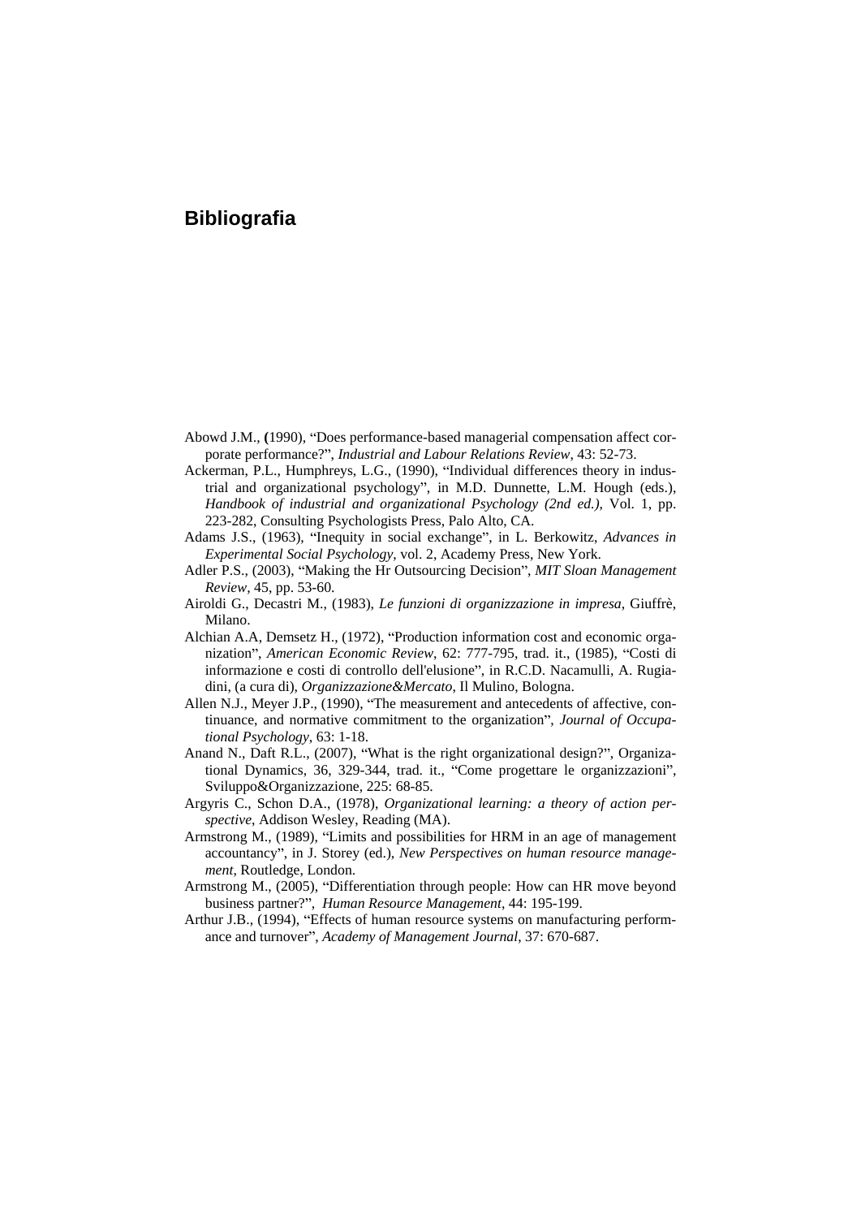# Bibliografia

Abowd J.M., (1990), "Does performance-based managerial compensation affect corporate performance?", *Industrial and Labour Relations Review*, 43: 52-73.

Ackerman, P.L., Humphreys, L.G., (1990), "Individual differences theory in industrial and organizational psychology", in M.D. Dunnette, L.M. Hough (eds.), *Handbook of industrial and organizational Psychology (2nd ed.)*, Vol. 1, pp. 223-282, Consulting Psychologists Press, Palo Alto, CA.

Adams J.S., (1963), "Inequity in social exchange", in L. Berkowitz, *Advances in Experimental Social Psychology*, vol. 2, Academy Press, New York.

Adler P.S., (2003), "Making the Hr Outsourcing Decision", *MIT Sloan Management Review*, 45, pp. 53-60.

Airoldi G., Decastri M., (1983), *Le funzioni di organizzazione in impresa*, Giuffrè, Milano.

Alchian A.A, Demsetz H., (1972), "Production information cost and economic organization", *American Economic Review*, 62: 777-795, trad. it., (1985), "Costi di informazione e costi di controllo dell'elusione", in R.C.D. Nacamulli, A. Rugiadini, (a cura di), *Organizzazione&Mercato*, Il Mulino, Bologna.

Allen N.J., Meyer J.P., (1990), "The measurement and antecedents of affective, continuance, and normative commitment to the organization", *Journal of Occupational Psychology*, 63: 1-18.

Anand N., Daft R.L., (2007), "What is the right organizational design?", Organizational Dynamics, 36, 329-344, trad. it., "Come progettare le organizzazioni", Sviluppo&Organizzazione, 225: 68-85.

Argyris C., Schon D.A., (1978), *Organizational learning: a theory of action perspective*, Addison Wesley, Reading (MA).

Armstrong M., (1989), "Limits and possibilities for HRM in an age of management accountancy", in J. Storey (ed.), *New Perspectives on human resource management*, Routledge, London.

Armstrong M., (2005), "Differentiation through people: How can HR move beyond business partner?", *Human Resource Management*, 44: 195-199.

Arthur J.B., (1994), "Effects of human resource systems on manufacturing performance and turnover", *Academy of Management Journal*, 37: 670-687.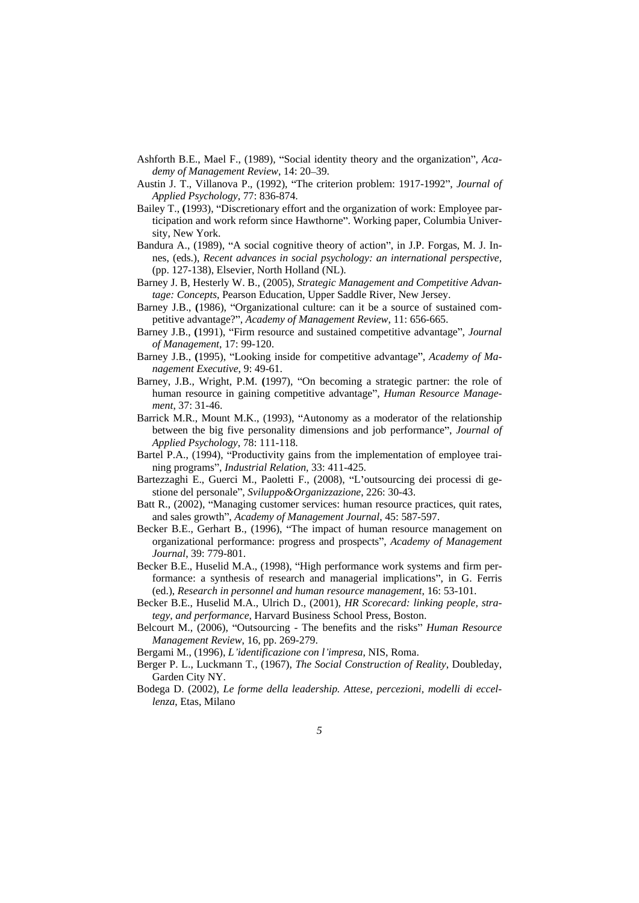Ashforth B.E., Mael F., (1989), "Social identity theory and the organization", *Academy of Management Review*, 14: 20–39.

Austin J. T., Villanova P., (1992), "The criterion problem: 1917-1992", *Journal of Applied Psychology*, 77: 836-874.

Bailey T., (1993), "Discretionary effort and the organization of work: Employee participation and work reform since Hawthorne". Working paper, Columbia University, New York.

Bandura A., (1989), "A social cognitive theory of action", in J.P. Forgas, M. J. Innes, (eds.), *Recent advances in social psychology: an international perspective*, (pp. 127-138), Elsevier, North Holland (NL).

Barney J. B, Hesterly W. B., (2005), *Strategic Management and Competitive Advantage: Concepts*, Pearson Education, Upper Saddle River, New Jersey.

Barney J.B., (1986), "Organizational culture: can it be a source of sustained competitive advantage?", *Academy of Management Review*, 11: 656-665.

Barney J.B., (1991), "Firm resource and sustained competitive advantage", *Journal of Management*, 17: 99-120.

Barney J.B., (1995), "Looking inside for competitive advantage", *Academy of Management Executive*, 9: 49-61.

Barney, J.B., Wright, P.M. (1997), "On becoming a strategic partner: the role of human resource in gaining competitive advantage", *Human Resource Management*, 37: 31-46.

Barrick M.R., Mount M.K., (1993), "Autonomy as a moderator of the relationship between the big five personality dimensions and job performance", *Journal of Applied Psychology*, 78: 111-118.

Bartel P.A., (1994), "Productivity gains from the implementation of employee training programs", *Industrial Relation*, 33: 411-425.

Bartezzaghi E., Guerci M., Paoletti F., (2008), "L'outsourcing dei processi di gestione del personale", *Sviluppo&Organizzazione*, 226: 30-43.

Batt R., (2002), "Managing customer services: human resource practices, quit rates, and sales growth", *Academy of Management Journal*, 45: 587-597.

Becker B.E., Gerhart B., (1996), "The impact of human resource management on organizational performance: progress and prospects", *Academy of Management Journal*, 39: 779-801.

Becker B.E., Huselid M.A., (1998), "High performance work systems and firm performance: a synthesis of research and managerial implications", in G. Ferris (ed.), *Research in personnel and human resource management*, 16: 53-101.

Becker B.E., Huselid M.A., Ulrich D., (2001), *HR Scorecard: linking people, strategy, and performance*, Harvard Business School Press, Boston.

Belcourt M., (2006), "Outsourcing - The benefits and the risks" *Human Resource Management Review*, 16, pp. 269-279.

Bergami M., (1996), *L'identificazione con l'impresa*, NIS, Roma.

Berger P. L., Luckmann T., (1967), *The Social Construction of Reality*, Doubleday, Garden City NY.

Bodega D. (2002), *Le forme della leadership. Attese, percezioni, modelli di eccellenza*, Etas, Milano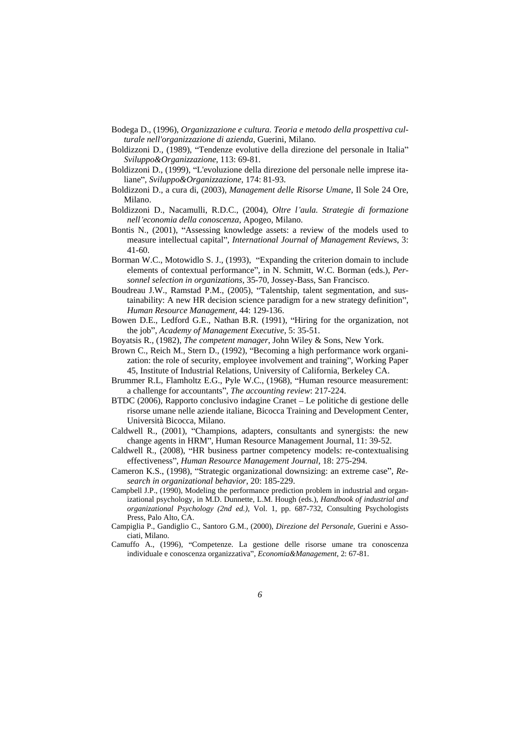Bodega D., (1996), *Organizzazione e cultura. Teoria e metodo della prospettiva culturale nell'organizzazione di azienda*, Guerini, Milano.

Boldizzoni D., (1989), "Tendenze evolutive della direzione del personale in Italia" *Sviluppo&Organizzazione*, 113: 69-81.

Boldizzoni D., (1999), "L'evoluzione della direzione del personale nelle imprese italiane", *Sviluppo&Organizzazione*, 174: 81-93.

Boldizzoni D., a cura di, (2003), *Management delle Risorse Umane*, Il Sole 24 Ore, Milano.

Boldizzoni D., Nacamulli, R.D.C., (2004), *Oltre l'aula. Strategie di formazione nell'economia della conoscenza*, Apogeo, Milano.

Bontis N., (2001), "Assessing knowledge assets: a review of the models used to measure intellectual capital", *International Journal of Management Reviews*, 3: 41-60.

Borman W.C., Motowidlo S. J., (1993), "Expanding the criterion domain to include elements of contextual performance", in N. Schmitt, W.C. Borman (eds.), *Personnel selection in organizations*, 35-70, Jossey-Bass, San Francisco.

Boudreau J.W., Ramstad P.M., (2005), "Talentship, talent segmentation, and sustainability: A new HR decision science paradigm for a new strategy definition", *Human Resource Management*, 44: 129-136.

Bowen D.E., Ledford G.E., Nathan B.R. (1991), "Hiring for the organization, not the job", *Academy of Management Executive*, 5: 35-51.

Boyatsis R., (1982), *The competent manager*, John Wiley & Sons, New York.

Brown C., Reich M., Stern D., (1992), "Becoming a high performance work organization: the role of security, employee involvement and training", Working Paper 45, Institute of Industrial Relations, University of California, Berkeley CA.

Brummer R.L, Flamholtz E.G., Pyle W.C., (1968), "Human resource measurement: a challenge for accountants", *The accounting review*: 217-224.

BTDC (2006), Rapporto conclusivo indagine Cranet – Le politiche di gestione delle risorse umane nelle aziende italiane, Bicocca Training and Development Center, Università Bicocca, Milano.

Caldwell R., (2001), "Champions, adapters, consultants and synergists: the new change agents in HRM", Human Resource Management Journal, 11: 39-52.

Caldwell R., (2008), "HR business partner competency models: re-contextualising effectiveness", *Human Resource Management Journal*, 18: 275-294.

Cameron K.S., (1998), "Strategic organizational downsizing: an extreme case", *Research in organizational behavior*, 20: 185-229.

Campbell J.P., (1990), Modeling the performance prediction problem in industrial and organizational psychology, in M.D. Dunnette, L.M. Hough (eds.), *Handbook of industrial and organizational Psychology (2nd ed.)*, Vol. 1, pp. 687-732, Consulting Psychologists Press, Palo Alto, CA.

Campiglia P., Gandiglio C., Santoro G.M., (2000), *Direzione del Personale*, Guerini e Associati, Milano.

Camuffo A., (1996), "Competenze. La gestione delle risorse umane tra conoscenza individuale e conoscenza organizzativa", *Economia&Management*, 2: 67-81.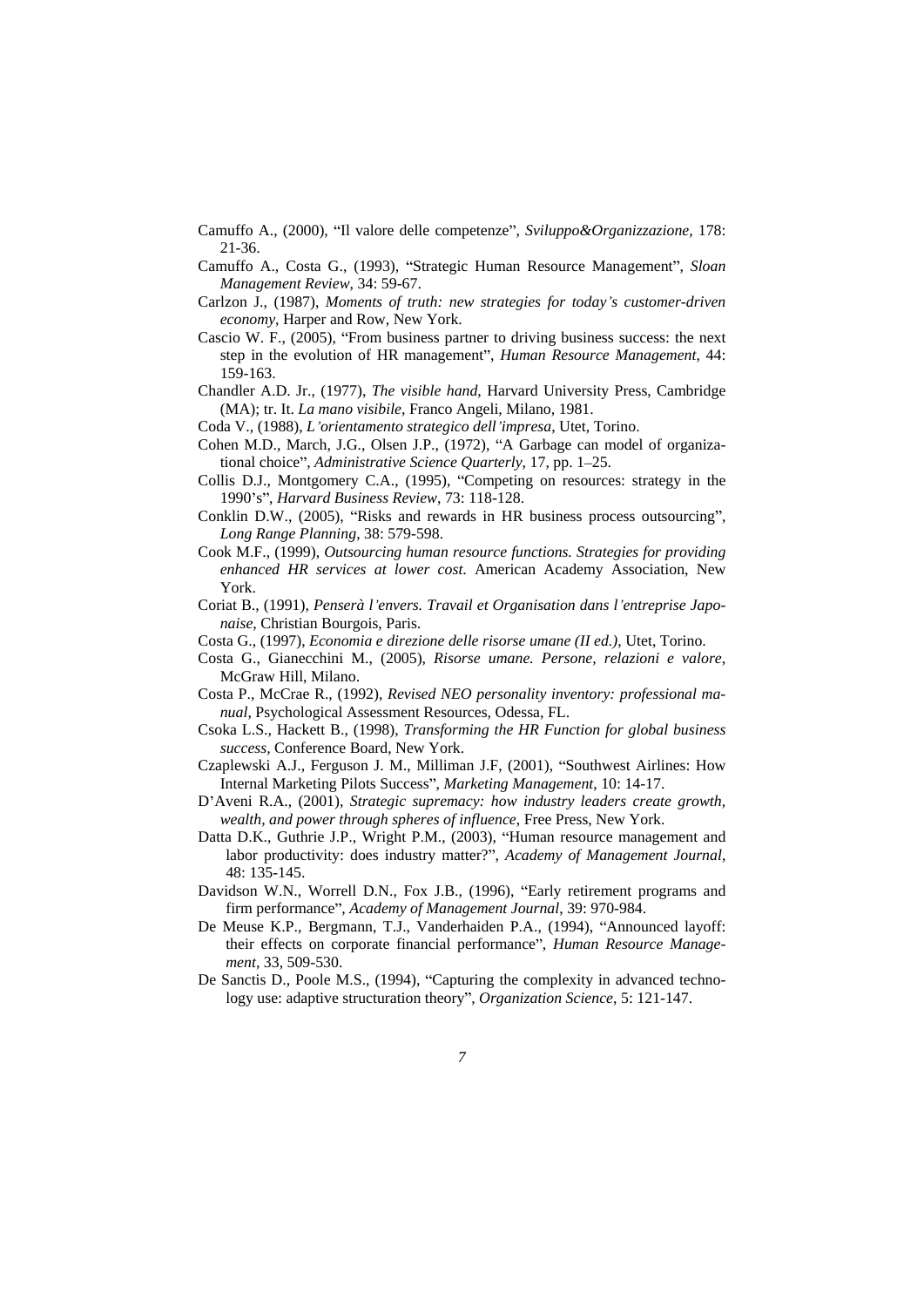Camuffo A., (2000), "Il valore delle competenze", *Sviluppo&Organizzazione*, 178: 21-36.

Camuffo A., Costa G., (1993), "Strategic Human Resource Management", *Sloan Management Review*, 34: 59-67.

Carlzon J., (1987), *Moments of truth: new strategies for today's customer-driven economy*, Harper and Row, New York.

Cascio W. F., (2005), "From business partner to driving business success: the next step in the evolution of HR management", *Human Resource Management*, 44: 159-163.

Chandler A.D. Jr., (1977), *The visible hand*, Harvard University Press, Cambridge (MA); tr. It. *La mano visibile*, Franco Angeli, Milano, 1981.

Coda V., (1988), *L'orientamento strategico dell'impresa*, Utet, Torino.

Cohen M.D., March, J.G., Olsen J.P., (1972), "A Garbage can model of organizational choice", *Administrative Science Quarterly*, 17, pp. 1–25.

Collis D.J., Montgomery C.A., (1995), "Competing on resources: strategy in the 1990's", *Harvard Business Review*, 73: 118-128.

Conklin D.W., (2005), "Risks and rewards in HR business process outsourcing", *Long Range Planning*, 38: 579-598.

Cook M.F., (1999), *Outsourcing human resource functions. Strategies for providing enhanced HR services at lower cost.* American Academy Association, New York.

Coriat B., (1991), *Penserà l'envers. Travail et Organisation dans l'entreprise Japonaise*, Christian Bourgois, Paris.

Costa G., (1997), *Economia e direzione delle risorse umane (II ed.)*, Utet, Torino.

Costa G., Gianecchini M., (2005), *Risorse umane. Persone, relazioni e valore*, McGraw Hill, Milano.

Costa P., McCrae R., (1992), *Revised NEO personality inventory: professional manual*, Psychological Assessment Resources, Odessa, FL.

Csoka L.S., Hackett B., (1998), *Transforming the HR Function for global business success*, Conference Board, New York.

Czaplewski A.J., Ferguson J. M., Milliman J.F, (2001), "Southwest Airlines: How Internal Marketing Pilots Success", *Marketing Management*, 10: 14-17.

D'Aveni R.A., (2001), *Strategic supremacy: how industry leaders create growth, wealth, and power through spheres of influence*, Free Press, New York.

Datta D.K., Guthrie J.P., Wright P.M., (2003), "Human resource management and labor productivity: does industry matter?", *Academy of Management Journal*, 48: 135-145.

Davidson W.N., Worrell D.N., Fox J.B., (1996), "Early retirement programs and firm performance", *Academy of Management Journal*, 39: 970-984.

De Meuse K.P., Bergmann, T.J., Vanderhaiden P.A., (1994), "Announced layoff: their effects on corporate financial performance", *Human Resource Management*, 33, 509-530.

De Sanctis D., Poole M.S., (1994), "Capturing the complexity in advanced technology use: adaptive structuration theory", *Organization Science*, 5: 121-147.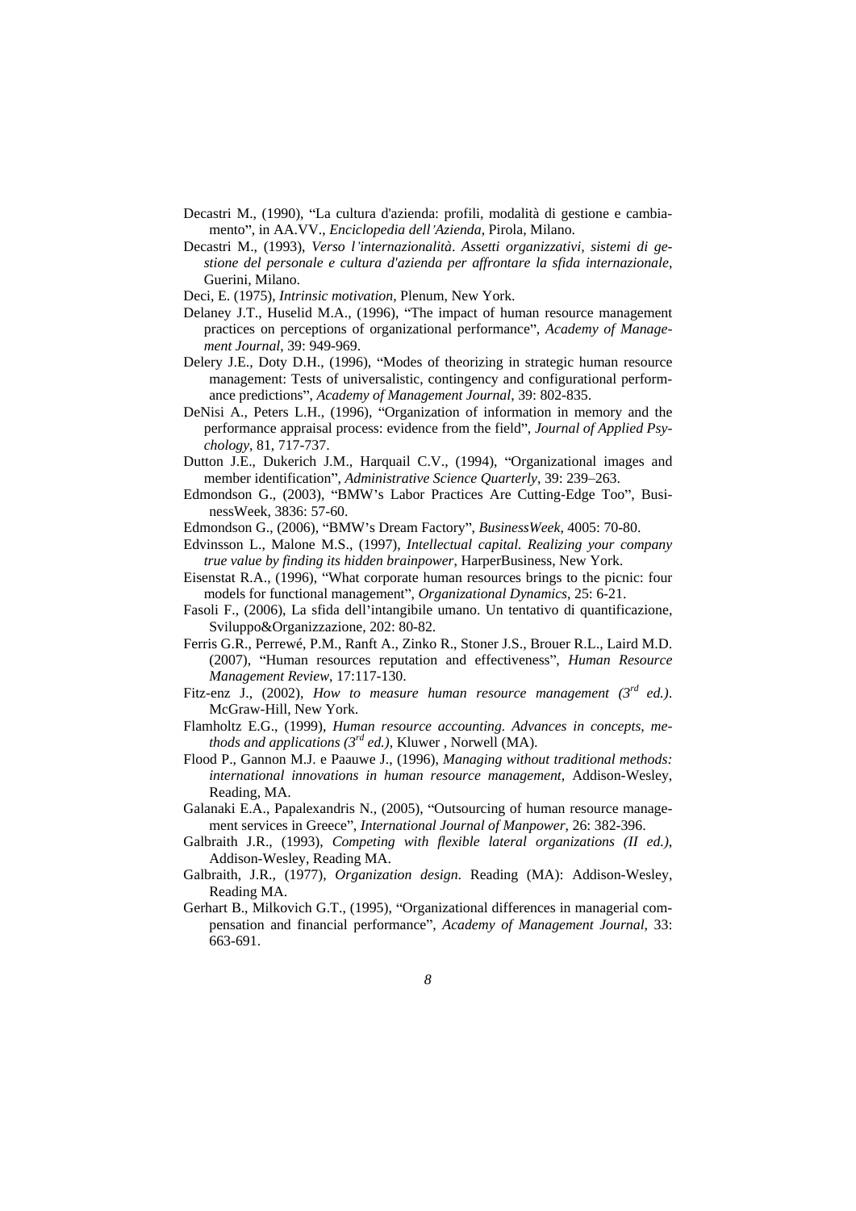Decastri M., (1990), "La cultura d'azienda: profili, modalità di gestione e cambiamento", in AA.VV., *Enciclopedia dell'Azienda*, Pirola, Milano.

Decastri M., (1993), *Verso l'internazionalità. Assetti organizzativi, sistemi di gestione del personale e cultura d'azienda per affrontare la sfida internazionale*, Guerini, Milano.

Deci, E. (1975), *Intrinsic motivation*, Plenum, New York.

Delaney J.T., Huselid M.A., (1996), "The impact of human resource management practices on perceptions of organizational performance", *Academy of Management Journal*, 39: 949-969.

Delery J.E., Doty D.H., (1996), "Modes of theorizing in strategic human resource management: Tests of universalistic, contingency and configurational performance predictions", *Academy of Management Journal*, 39: 802-835.

DeNisi A., Peters L.H., (1996), "Organization of information in memory and the performance appraisal process: evidence from the field", *Journal of Applied Psychology*, 81, 717-737.

Dutton J.E., Dukerich J.M., Harquail C.V., (1994), "Organizational images and member identification", *Administrative Science Quarterly*, 39: 239–263.

Edmondson G., (2003), "BMW's Labor Practices Are Cutting-Edge Too", BusinessWeek, 3836: 57-60.

Edmondson G., (2006), "BMW's Dream Factory", *BusinessWeek*, 4005: 70-80.

Edvinsson L., Malone M.S., (1997), *Intellectual capital. Realizing your company true value by finding its hidden brainpower*, HarperBusiness, New York.

Eisenstat R.A., (1996), "What corporate human resources brings to the picnic: four models for functional management", *Organizational Dynamics*, 25: 6-21.

Fasoli F., (2006), La sfida dell'intangibile umano. Un tentativo di quantificazione, Sviluppo&Organizzazione, 202: 80-82.

Ferris G.R., Perrewé, P.M., Ranft A., Zinko R., Stoner J.S., Brouer R.L., Laird M.D. (2007), "Human resources reputation and effectiveness", *Human Resource Management Review*, 17:117-130.

Fitz-enz J., (2002), *How to measure human resource management (3rd ed.)*. McGraw-Hill, New York.

Flamholtz E.G., (1999), *Human resource accounting. Advances in concepts, methods and applications (3rd ed.)*, Kluwer , Norwell (MA).

Flood P., Gannon M.J. e Paauwe J., (1996), *Managing without traditional methods: international innovations in human resource management*, Addison-Wesley, Reading, MA.

Galanaki E.A., Papalexandris N., (2005), "Outsourcing of human resource management services in Greece", *International Journal of Manpower*, 26: 382-396.

Galbraith J.R., (1993), *Competing with flexible lateral organizations (II ed.)*, Addison-Wesley, Reading MA.

Galbraith, J.R., (1977), *Organization design*. Reading (MA): Addison-Wesley, Reading MA.

Gerhart B., Milkovich G.T., (1995), "Organizational differences in managerial compensation and financial performance", *Academy of Management Journal*, 33: 663-691.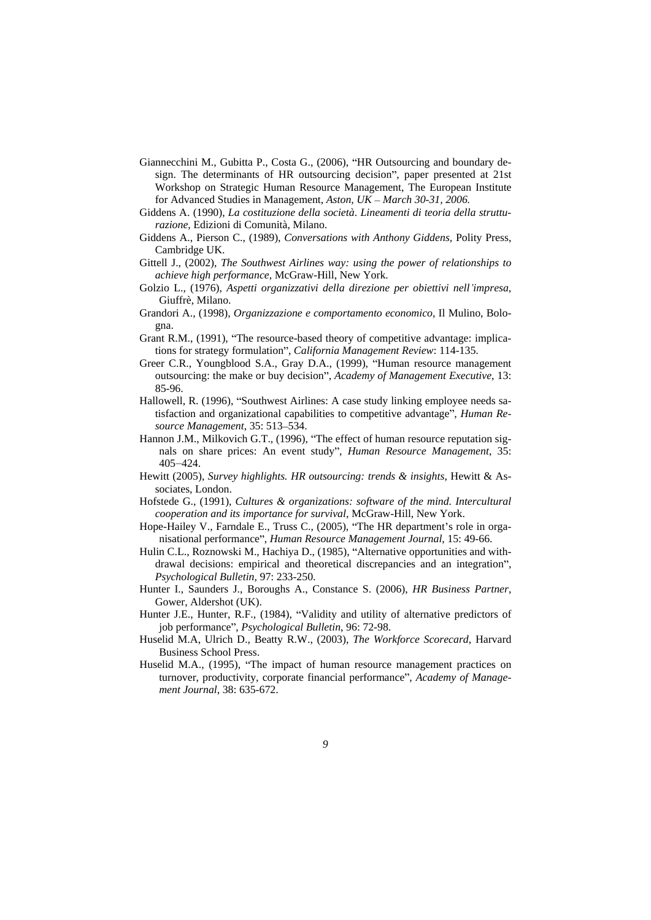Giannecchini M., Gubitta P., Costa G., (2006), "HR Outsourcing and boundary design. The determinants of HR outsourcing decision", paper presented at 21st Workshop on Strategic Human Resource Management, The European Institute for Advanced Studies in Management, *Aston, UK – March 30-31, 2006.*

Giddens A. (1990), *La costituzione della società. Lineamenti di teoria della strutturazione*, Edizioni di Comunità, Milano.

Giddens A., Pierson C., (1989), *Conversations with Anthony Giddens*, Polity Press, Cambridge UK.

Gittell J., (2002), *The Southwest Airlines way: using the power of relationships to achieve high performance*, McGraw-Hill, New York.

Golzio L., (1976), *Aspetti organizzativi della direzione per obiettivi nell'impresa*, Giuffrè, Milano.

Grandori A., (1998), *Organizzazione e comportamento economico*, Il Mulino, Bologna.

Grant R.M., (1991), "The resource-based theory of competitive advantage: implications for strategy formulation", *California Management Review*: 114-135.

Greer C.R., Youngblood S.A., Gray D.A., (1999), "Human resource management outsourcing: the make or buy decision", *Academy of Management Executive*, 13: 85-96.

Hallowell, R. (1996), "Southwest Airlines: A case study linking employee needs satisfaction and organizational capabilities to competitive advantage", *Human Resource Management*, 35: 513–534.

Hannon J.M., Milkovich G.T., (1996), "The effect of human resource reputation signals on share prices: An event study", *Human Resource Management*, 35: 405–424.

Hewitt (2005), *Survey highlights. HR outsourcing: trends & insights*, Hewitt & Associates, London.

Hofstede G., (1991), *Cultures & organizations: software of the mind. Intercultural cooperation and its importance for survival*, McGraw-Hill, New York.

Hope-Hailey V., Farndale E., Truss C., (2005), "The HR department's role in organisational performance", *Human Resource Management Journal*, 15: 49-66.

Hulin C.L., Roznowski M., Hachiya D., (1985), "Alternative opportunities and withdrawal decisions: empirical and theoretical discrepancies and an integration", *Psychological Bulletin*, 97: 233-250.

Hunter I., Saunders J., Boroughs A., Constance S. (2006), *HR Business Partner*, Gower, Aldershot (UK).

Hunter J.E., Hunter, R.F., (1984), "Validity and utility of alternative predictors of job performance", *Psychological Bulletin*, 96: 72-98.

Huselid M.A, Ulrich D., Beatty R.W., (2003), *The Workforce Scorecard*, Harvard Business School Press.

Huselid M.A., (1995), "The impact of human resource management practices on turnover, productivity, corporate financial performance", *Academy of Management Journal*, 38: 635-672.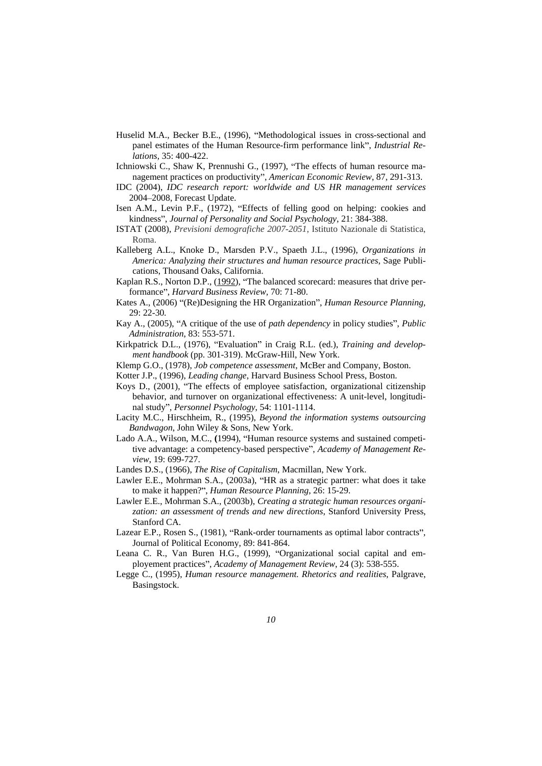Huselid M.A., Becker B.E., (1996), "Methodological issues in cross-sectional and panel estimates of the Human Resource-firm performance link", *Industrial Relations*, 35: 400-422.

Ichniowski C., Shaw K, Prennushi G., (1997), "The effects of human resource management practices on productivity", *American Economic Review*, 87, 291-313.

IDC (2004), *IDC research report: worldwide and US HR management services* 2004–2008, Forecast Update.

Isen A.M., Levin P.F., (1972), "Effects of felling good on helping: cookies and kindness", *Journal of Personality and Social Psychology*, 21: 384-388.

ISTAT (2008), *Previsioni demografiche 2007-2051*, Istituto Nazionale di Statistica, Roma.

Kalleberg A.L., Knoke D., Marsden P.V., Spaeth J.L., (1996), *Organizations in America: Analyzing their structures and human resource practices*, Sage Publications, Thousand Oaks, California.

Kaplan R.S., Norton D.P., (1992), "The balanced scorecard: measures that drive performance", *Harvard Business Review*, 70: 71-80.

Kates A., (2006) "(Re)Designing the HR Organization", *Human Resource Planning*, 29: 22-30.

Kay A., (2005), "A critique of the use of *path dependency* in policy studies", *Public Administration*, 83: 553-571.

Kirkpatrick D.L., (1976), "Evaluation" in Craig R.L. (ed.), *Training and development handbook* (pp. 301-319). McGraw-Hill, New York.

Klemp G.O., (1978), *Job competence assessment*, McBer and Company, Boston.

Kotter J.P., (1996), *Leading change*, Harvard Business School Press, Boston.

Koys D., (2001), "The effects of employee satisfaction, organizational citizenship behavior, and turnover on organizational effectiveness: A unit-level, longitudinal study", *Personnel Psychology*, 54: 1101-1114.

Lacity M.C., Hirschheim, R., (1995), *Beyond the information systems outsourcing Bandwagon*, John Wiley & Sons, New York.

Lado A.A., Wilson, M.C., (1994), "Human resource systems and sustained competitive advantage: a competency-based perspective", *Academy of Management Review*, 19: 699-727.

Landes D.S., (1966), *The Rise of Capitalism*, Macmillan, New York.

Lawler E.E., Mohrman S.A., (2003a), "HR as a strategic partner: what does it take to make it happen?", *Human Resource Planning*, 26: 15-29.

Lawler E.E., Mohrman S.A., (2003b), *Creating a strategic human resources organization: an assessment of trends and new directions*, Stanford University Press, Stanford CA.

Lazear E.P., Rosen S., (1981), "Rank-order tournaments as optimal labor contracts", Journal of Political Economy, 89: 841-864.

Leana C. R., Van Buren H.G., (1999), "Organizational social capital and employement practices", *Academy of Management Review*, 24 (3): 538-555.

Legge C., (1995), *Human resource management. Rhetorics and realities*, Palgrave, Basingstock.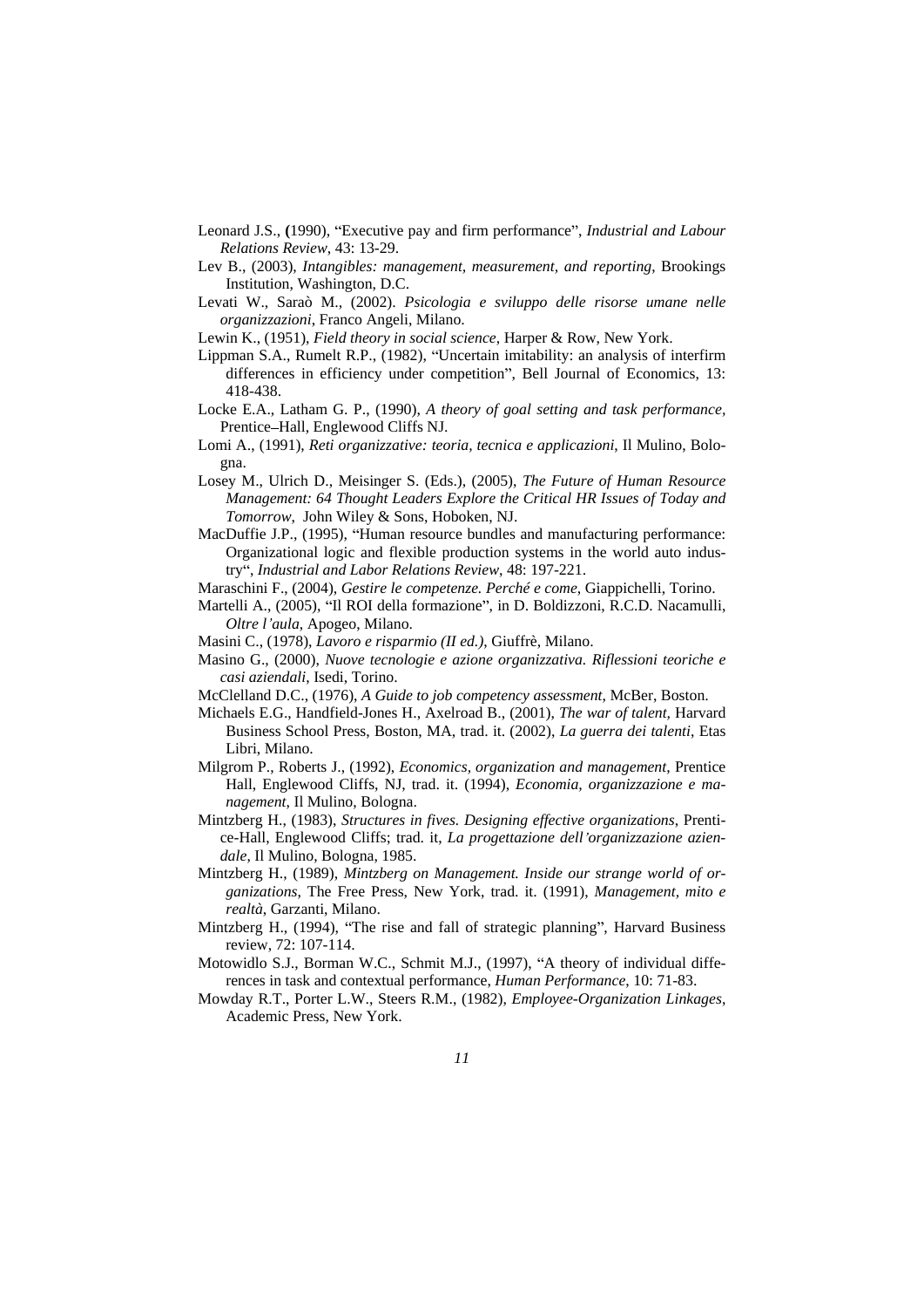Leonard J.S., **(**1990), "Executive pay and firm performance", *Industrial and Labour Relations Review*, 43: 13-29.

Lev B., (2003), *Intangibles: management, measurement, and reporting*, Brookings Institution, Washington, D.C.

Levati W., Saraò M., (2002). *Psicologia e sviluppo delle risorse umane nelle organizzazioni*, Franco Angeli, Milano.

Lewin K., (1951), *Field theory in social science*, Harper & Row, New York.

Lippman S.A., Rumelt R.P., (1982), "Uncertain imitability: an analysis of interfirm differences in efficiency under competition", Bell Journal of Economics, 13: 418-438.

Locke E.A., Latham G. P., (1990), *A theory of goal setting and task performance*, Prentice–Hall, Englewood Cliffs NJ.

Lomi A., (1991), *Reti organizzative: teoria, tecnica e applicazioni*, Il Mulino, Bologna.

Losey M., Ulrich D., Meisinger S. (Eds.), (2005), *The Future of Human Resource Management: 64 Thought Leaders Explore the Critical HR Issues of Today and Tomorrow*, John Wiley & Sons, Hoboken, NJ.

MacDuffie J.P., (1995), "Human resource bundles and manufacturing performance: Organizational logic and flexible production systems in the world auto industry", *Industrial and Labor Relations Review*, 48: 197-221.

Maraschini F., (2004), *Gestire le competenze. Perché e come*, Giappichelli, Torino.

Martelli A., (2005), "Il ROI della formazione", in D. Boldizzoni, R.C.D. Nacamulli, *Oltre l'aula*, Apogeo, Milano.

Masini C., (1978), *Lavoro e risparmio (II ed.)*, Giuffrè, Milano.

Masino G., (2000), *Nuove tecnologie e azione organizzativa. Riflessioni teoriche e casi aziendali*, Isedi, Torino.

McClelland D.C., (1976), *A Guide to job competency assessment*, McBer, Boston.

Michaels E.G., Handfield-Jones H., Axelroad B., (2001), *The war of talent*, Harvard Business School Press, Boston, MA, trad. it. (2002), *La guerra dei talenti*, Etas Libri, Milano.

Milgrom P., Roberts J., (1992), *Economics, organization and management*, Prentice Hall, Englewood Cliffs, NJ, trad. it. (1994), *Economia, organizzazione e management*, Il Mulino, Bologna.

Mintzberg H., (1983), *Structures in fives. Designing effective organizations*, Prentice-Hall, Englewood Cliffs; trad. it, *La progettazione dell'organizzazione aziendale*, Il Mulino, Bologna, 1985.

Mintzberg H., (1989), *Mintzberg on Management. Inside our strange world of organizations*, The Free Press, New York, trad. it. (1991), *Management, mito e realtà*, Garzanti, Milano.

Mintzberg H., (1994), "The rise and fall of strategic planning", Harvard Business review, 72: 107-114.

Motowidlo S.J., Borman W.C., Schmit M.J., (1997), "A theory of individual differences in task and contextual performance, *Human Performance*, 10: 71-83.

Mowday R.T., Porter L.W., Steers R.M., (1982), *Employee-Organization Linkages*, Academic Press, New York.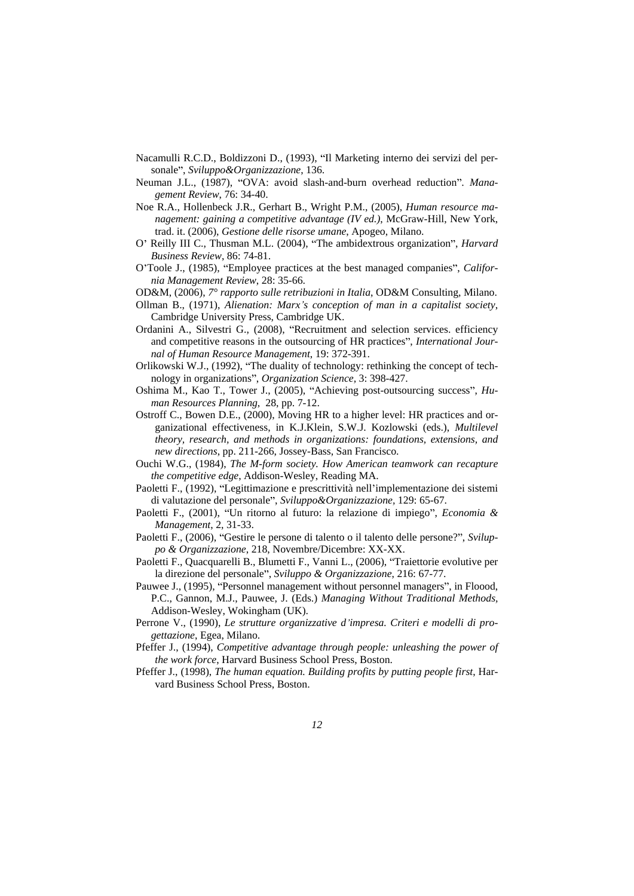Nacamulli R.C.D., Boldizzoni D., (1993), "Il Marketing interno dei servizi del personale", *Sviluppo&Organizzazione*, 136.

Neuman J.L., (1987), "OVA: avoid slash-and-burn overhead reduction". *Management Review*, 76: 34-40.

Noe R.A., Hollenbeck J.R., Gerhart B., Wright P.M., (2005), *Human resource management: gaining a competitive advantage (IV ed.)*, McGraw-Hill, New York, trad. it. (2006), *Gestione delle risorse umane*, Apogeo, Milano.

O' Reilly III C., Thusman M.L. (2004), "The ambidextrous organization", *Harvard Business Review*, 86: 74-81.

O'Toole J., (1985), "Employee practices at the best managed companies", *California Management Review*, 28: 35-66.

OD&M, (2006), *7° rapporto sulle retribuzioni in Italia*, OD&M Consulting, Milano.

Ollman B., (1971), *Alienation: Marx's conception of man in a capitalist society*, Cambridge University Press, Cambridge UK.

Ordanini A., Silvestri G., (2008), "Recruitment and selection services. efficiency and competitive reasons in the outsourcing of HR practices", *International Journal of Human Resource Management*, 19: 372-391.

Orlikowski W.J., (1992), "The duality of technology: rethinking the concept of technology in organizations", *Organization Science*, 3: 398-427.

Oshima M., Kao T., Tower J., (2005), "Achieving post-outsourcing success", *Human Resources Planning*, 28, pp. 7-12.

Ostroff C., Bowen D.E., (2000), Moving HR to a higher level: HR practices and organizational effectiveness, in K.J.Klein, S.W.J. Kozlowski (eds.), *Multilevel theory, research, and methods in organizations: foundations, extensions, and new directions*, pp. 211-266, Jossey-Bass, San Francisco.

Ouchi W.G., (1984), *The M-form society. How American teamwork can recapture the competitive edge*, Addison-Wesley, Reading MA.

Paoletti F., (1992), "Legittimazione e prescrittività nell'implementazione dei sistemi di valutazione del personale", *Sviluppo&Organizzazione*, 129: 65-67.

Paoletti F., (2001), "Un ritorno al futuro: la relazione di impiego", *Economia & Management*, 2, 31-33.

Paoletti F., (2006), "Gestire le persone di talento o il talento delle persone?", *Sviluppo & Organizzazione*, 218, Novembre/Dicembre: XX-XX.

Paoletti F., Quacquarelli B., Blumetti F., Vanni L., (2006), "Traiettorie evolutive per la direzione del personale", *Sviluppo & Organizzazione*, 216: 67-77.

Pauwee J., (1995), "Personnel management without personnel managers", in Floood, P.C., Gannon, M.J., Pauwee, J. (Eds.) *Managing Without Traditional Methods*, Addison-Wesley, Wokingham (UK).

Perrone V., (1990), *Le strutture organizzative d'impresa. Criteri e modelli di progettazione*, Egea, Milano.

Pfeffer J., (1994), *Competitive advantage through people: unleashing the power of the work force*, Harvard Business School Press, Boston.

Pfeffer J., (1998), *The human equation. Building profits by putting people first*, Harvard Business School Press, Boston.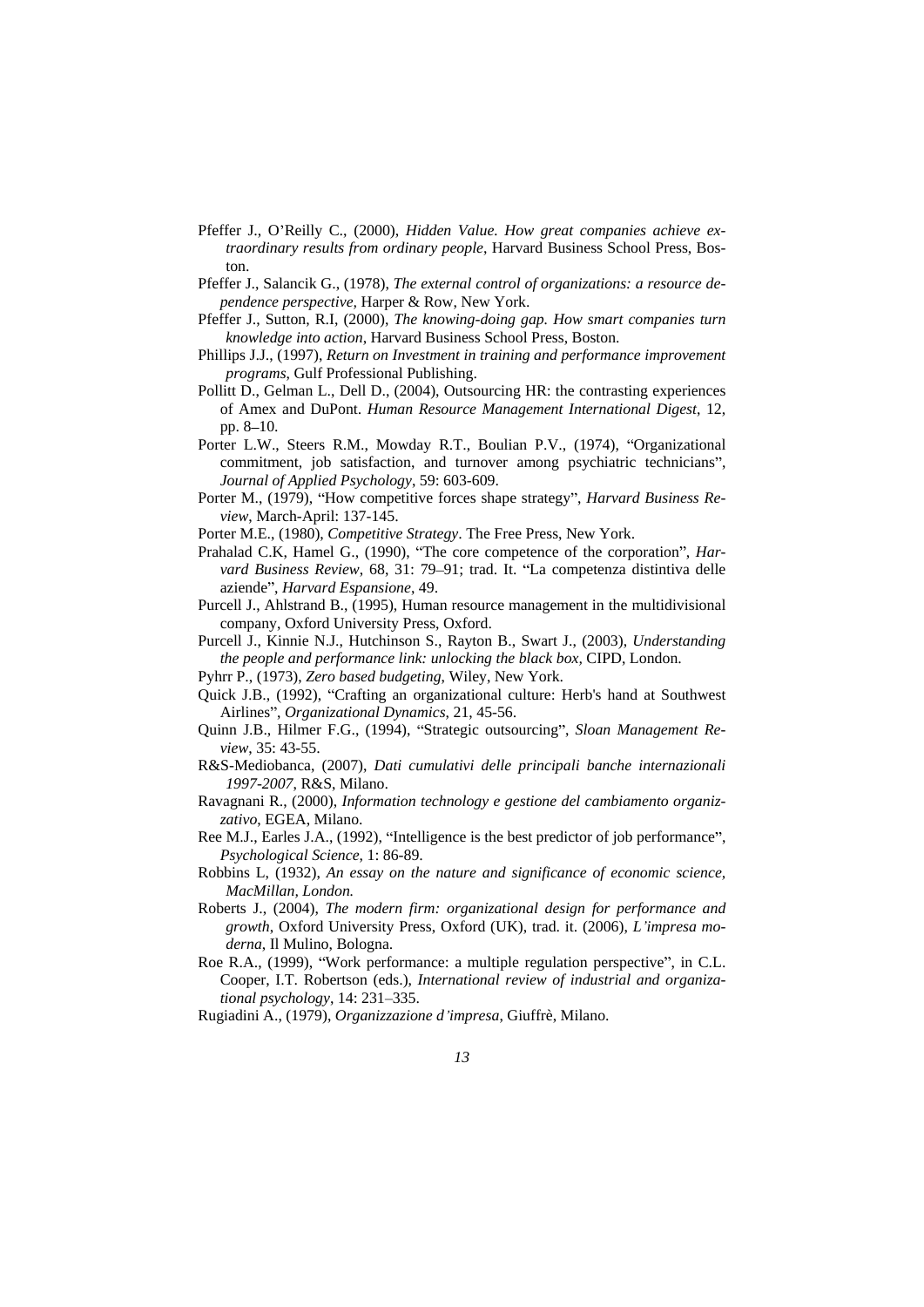Pfeffer J., O'Reilly C., (2000), *Hidden Value. How great companies achieve extraordinary results from ordinary people*, Harvard Business School Press, Boston.

Pfeffer J., Salancik G., (1978), *The external control of organizations: a resource dependence perspective*, Harper & Row, New York.

Pfeffer J., Sutton, R.I, (2000), *The knowing-doing gap. How smart companies turn knowledge into action*, Harvard Business School Press, Boston.

Phillips J.J., (1997), *Return on Investment in training and performance improvement programs*, Gulf Professional Publishing.

Pollitt D., Gelman L., Dell D., (2004), Outsourcing HR: the contrasting experiences of Amex and DuPont. *Human Resource Management International Digest*, 12, pp. 8–10.

Porter L.W., Steers R.M., Mowday R.T., Boulian P.V., (1974), "Organizational commitment, job satisfaction, and turnover among psychiatric technicians", *Journal of Applied Psychology*, 59: 603-609.

Porter M., (1979), "How competitive forces shape strategy", *Harvard Business Review*, March-April: 137-145.

Porter M.E., (1980), *Competitive Strategy*. The Free Press, New York.

Prahalad C.K, Hamel G., (1990), "The core competence of the corporation", *Harvard Business Review*, 68, 31: 79–91; trad. It. "La competenza distintiva delle aziende", *Harvard Espansione*, 49.

Purcell J., Ahlstrand B., (1995), Human resource management in the multidivisional company, Oxford University Press, Oxford.

Purcell J., Kinnie N.J., Hutchinson S., Rayton B., Swart J., (2003), *Understanding the people and performance link: unlocking the black box*, CIPD, London.

Pyhrr P., (1973), *Zero based budgeting*, Wiley, New York.

Quick J.B., (1992), "Crafting an organizational culture: Herb's hand at Southwest Airlines", *Organizational Dynamics*, 21, 45-56.

Quinn J.B., Hilmer F.G., (1994), "Strategic outsourcing", *Sloan Management Review*, 35: 43-55.

R&S-Mediobanca, (2007), *Dati cumulativi delle principali banche internazionali 1997-2007*, R&S, Milano.

Ravagnani R., (2000), *Information technology e gestione del cambiamento organizzativo*, EGEA, Milano.

Ree M.J., Earles J.A., (1992), "Intelligence is the best predictor of job performance", *Psychological Science*, 1: 86-89.

Robbins L, (1932), *An essay on the nature and significance of economic science, MacMillan, London.*

Roberts J., (2004), *The modern firm: organizational design for performance and growth*, Oxford University Press, Oxford (UK), trad. it. (2006), *L'impresa moderna*, Il Mulino, Bologna.

Roe R.A., (1999), "Work performance: a multiple regulation perspective", in C.L. Cooper, I.T. Robertson (eds.), *International review of industrial and organizational psychology*, 14: 231–335.

Rugiadini A., (1979), *Organizzazione d'impresa*, Giuffrè, Milano.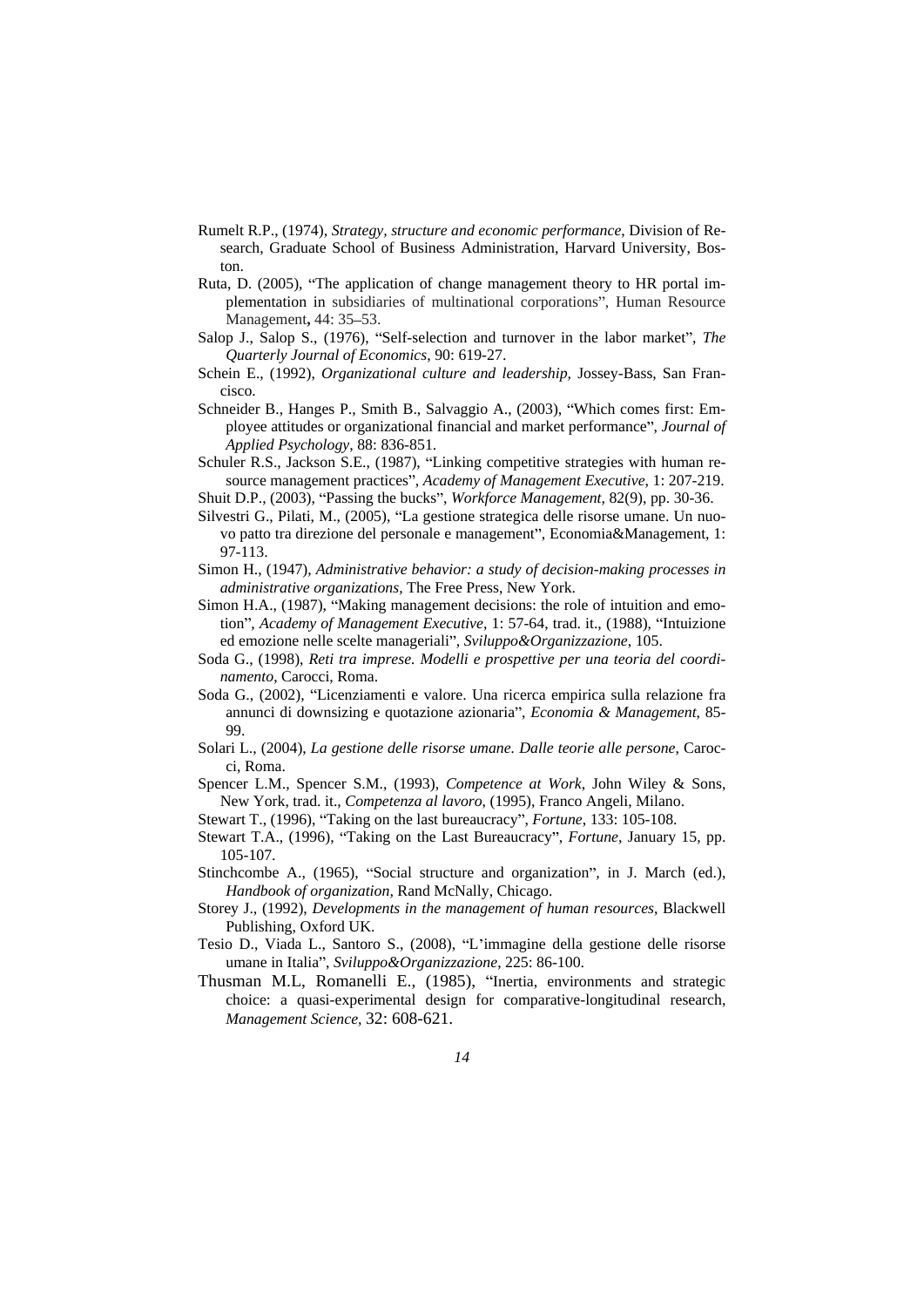Rumelt R.P., (1974), *Strategy, structure and economic performance*, Division of Research, Graduate School of Business Administration, Harvard University, Boston.

Ruta, D. (2005), "The application of change management theory to HR portal implementation in subsidiaries of multinational corporations", Human Resource Management**,** 44: 35–53.

Salop J., Salop S., (1976), "Self-selection and turnover in the labor market", *The Quarterly Journal of Economics*, 90: 619-27.

Schein E., (1992), *Organizational culture and leadership*, Jossey-Bass, San Francisco.

Schneider B., Hanges P., Smith B., Salvaggio A., (2003), "Which comes first: Employee attitudes or organizational financial and market performance", *Journal of Applied Psychology*, 88: 836-851.

Schuler R.S., Jackson S.E., (1987), "Linking competitive strategies with human resource management practices", *Academy of Management Executive*, 1: 207-219.

Shuit D.P., (2003), "Passing the bucks", *Workforce Management,* 82(9), pp. 30-36.

Silvestri G., Pilati, M., (2005), "La gestione strategica delle risorse umane. Un nuovo patto tra direzione del personale e management", Economia&Management, 1: 97-113.

Simon H., (1947), *Administrative behavior: a study of decision-making processes in administrative organizations*, The Free Press, New York.

Simon H.A., (1987), "Making management decisions: the role of intuition and emotion", *Academy of Management Executive*, 1: 57-64, trad. it., (1988), "Intuizione ed emozione nelle scelte manageriali", *Sviluppo&Organizzazione*, 105.

Soda G., (1998), *Reti tra imprese. Modelli e prospettive per una teoria del coordinamento*, Carocci, Roma.

Soda G., (2002), "Licenziamenti e valore. Una ricerca empirica sulla relazione fra annunci di downsizing e quotazione azionaria", *Economia & Management*, 85-99.

Solari L., (2004), *La gestione delle risorse umane. Dalle teorie alle persone*, Carocci, Roma.

Spencer L.M., Spencer S.M., (1993), *Competence at Work*, John Wiley & Sons, New York, trad. it., *Competenza al lavoro*, (1995), Franco Angeli, Milano.

Stewart T., (1996), "Taking on the last bureaucracy", *Fortune*, 133: 105-108.

Stewart T.A., (1996), "Taking on the Last Bureaucracy", *Fortune*, January 15, pp. 105-107.

Stinchcombe A., (1965), "Social structure and organization", in J. March (ed.), *Handbook of organization*, Rand McNally, Chicago.

Storey J., (1992), *Developments in the management of human resources*, Blackwell Publishing, Oxford UK.

Tesio D., Viada L., Santoro S., (2008), "L'immagine della gestione delle risorse umane in Italia", *Sviluppo&Organizzazione*, 225: 86-100.

Thusman M.L, Romanelli E., (1985), "Inertia, environments and strategic choice: a quasi-experimental design for comparative-longitudinal research, *Management Science,* 32: 608-621.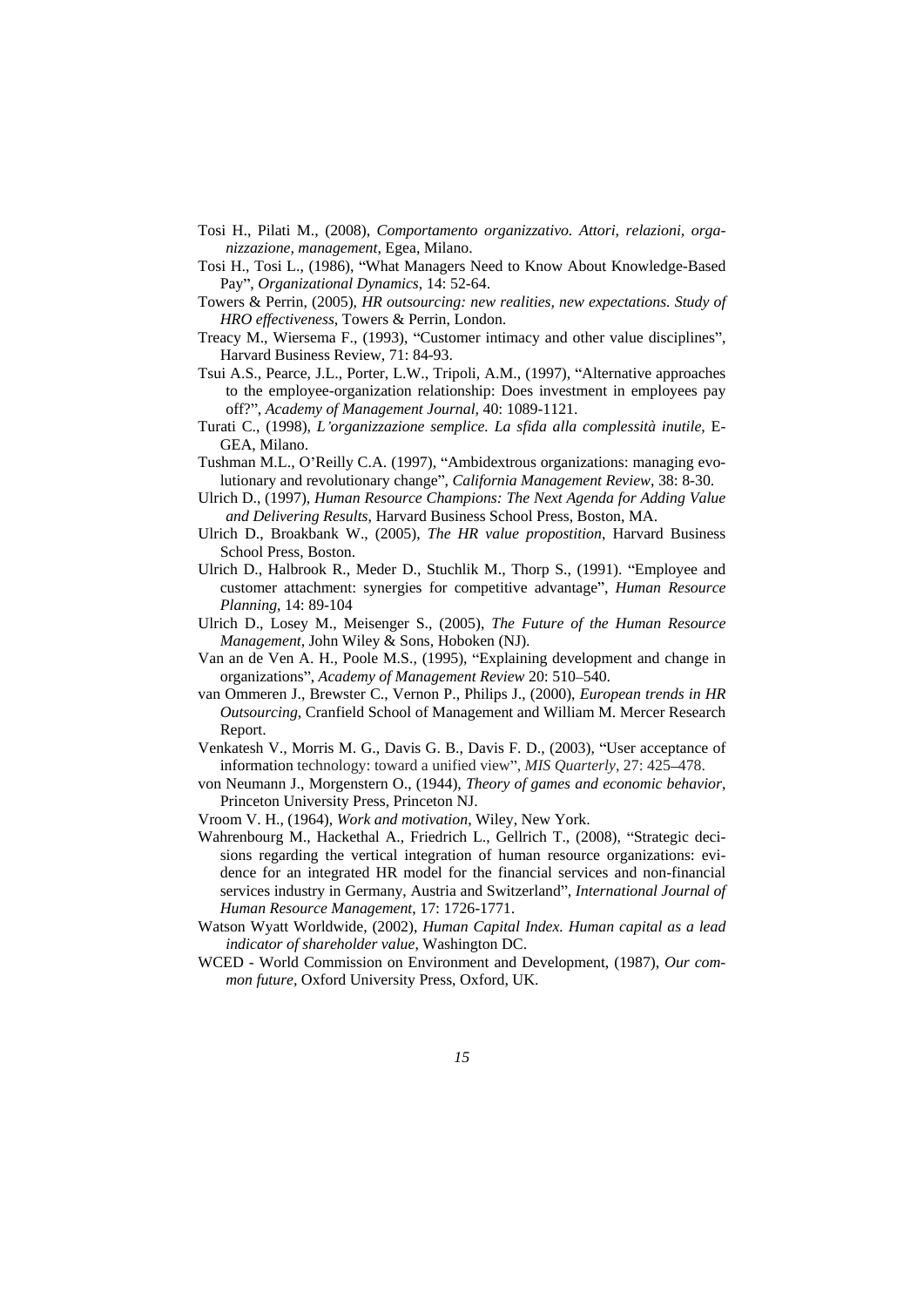Tosi H., Pilati M., (2008), *Comportamento organizzativo. Attori, relazioni, organizzazione, management*, Egea, Milano.

Tosi H., Tosi L., (1986), "What Managers Need to Know About Knowledge-Based Pay", *Organizational Dynamics*, 14: 52-64.

Towers & Perrin, (2005), *HR outsourcing: new realities, new expectations. Study of HRO effectiveness*, Towers & Perrin, London.

Treacy M., Wiersema F., (1993), "Customer intimacy and other value disciplines", Harvard Business Review, 71: 84-93.

Tsui A.S., Pearce, J.L., Porter, L.W., Tripoli, A.M., (1997), "Alternative approaches to the employee-organization relationship: Does investment in employees pay off?", *Academy of Management Journal*, 40: 1089-1121.

Turati C., (1998), *L'organizzazione semplice. La sfida alla complessità inutile*, E-GEA, Milano.

Tushman M.L., O'Reilly C.A. (1997), "Ambidextrous organizations: managing evolutionary and revolutionary change", *California Management Review*, 38: 8-30.

Ulrich D., (1997), *Human Resource Champions: The Next Agenda for Adding Value and Delivering Results*, Harvard Business School Press, Boston, MA.

Ulrich D., Broakbank W., (2005), *The HR value propostition*, Harvard Business School Press, Boston.

Ulrich D., Halbrook R., Meder D., Stuchlik M., Thorp S., (1991). "Employee and customer attachment: synergies for competitive advantage", *Human Resource Planning*, 14: 89-104

Ulrich D., Losey M., Meisenger S., (2005), *The Future of the Human Resource Management*, John Wiley & Sons, Hoboken (NJ).

Van an de Ven A. H., Poole M.S., (1995), "Explaining development and change in organizations", *Academy of Management Review* 20: 510–540.

van Ommeren J., Brewster C., Vernon P., Philips J., (2000), *European trends in HR Outsourcing*, Cranfield School of Management and William M. Mercer Research Report.

Venkatesh V., Morris M. G., Davis G. B., Davis F. D., (2003), "User acceptance of information technology: toward a unified view", *MIS Quarterly*, 27: 425–478.

von Neumann J., Morgenstern O., (1944), *Theory of games and economic behavior*, Princeton University Press, Princeton NJ.

Vroom V. H., (1964), *Work and motivation*, Wiley, New York.

Wahrenbourg M., Hackethal A., Friedrich L., Gellrich T., (2008), "Strategic decisions regarding the vertical integration of human resource organizations: evidence for an integrated HR model for the financial services and non-financial services industry in Germany, Austria and Switzerland", *International Journal of Human Resource Management*, 17: 1726-1771.

Watson Wyatt Worldwide, (2002), *Human Capital Index. Human capital as a lead indicator of shareholder value*, Washington DC.

WCED - World Commission on Environment and Development, (1987), *Our common future*, Oxford University Press, Oxford, UK.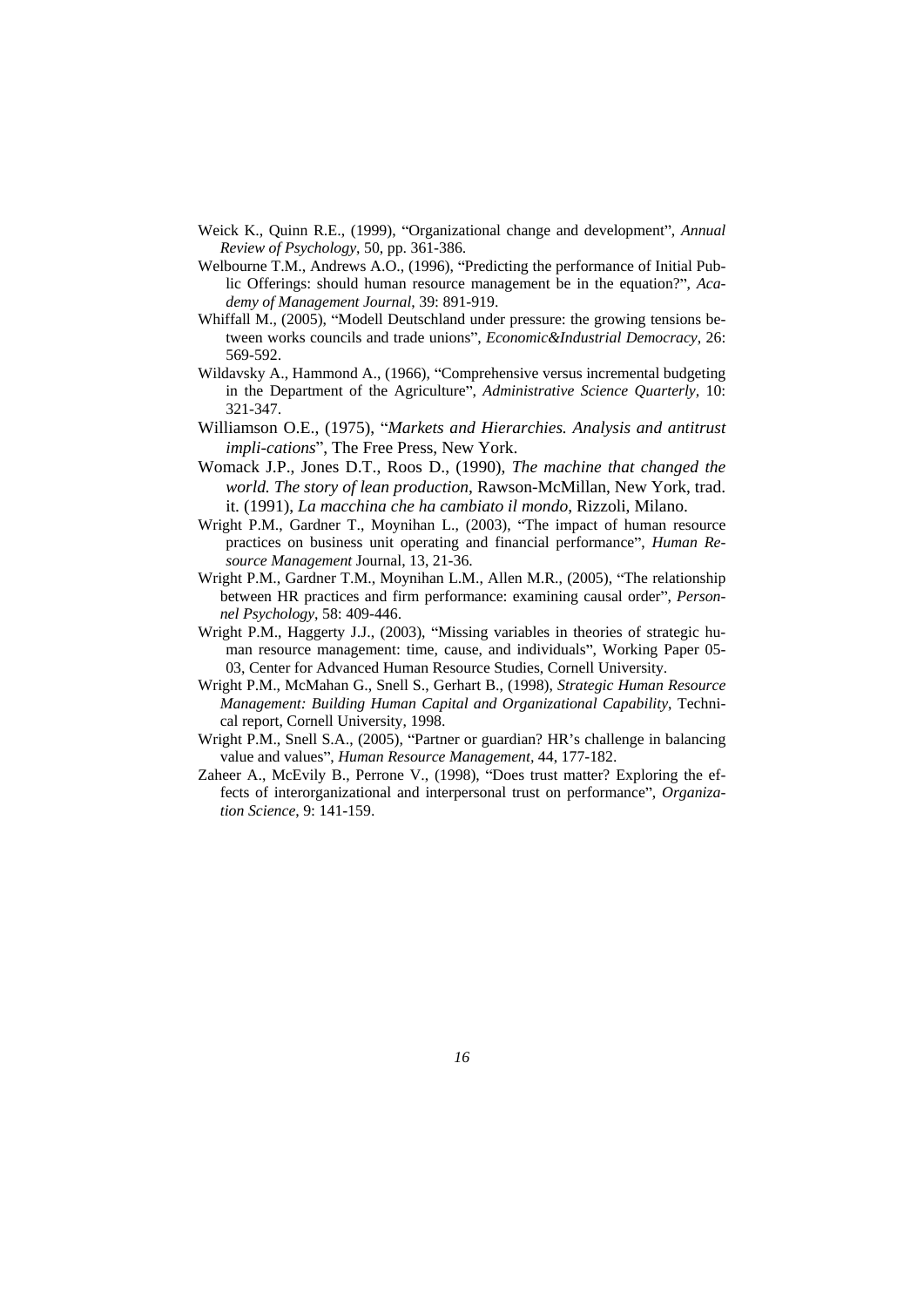Weick K., Quinn R.E., (1999), "Organizational change and development", *Annual Review of Psychology*, 50, pp. 361-386.

Welbourne T.M., Andrews A.O., (1996), "Predicting the performance of Initial Public Offerings: should human resource management be in the equation?", *Academy of Management Journal*, 39: 891-919.

Whiffall M., (2005), "Modell Deutschland under pressure: the growing tensions between works councils and trade unions", *Economic&Industrial Democracy*, 26: 569-592.

Wildavsky A., Hammond A., (1966), "Comprehensive versus incremental budgeting in the Department of the Agriculture", *Administrative Science Quarterly*, 10: 321-347.

Williamson O.E., (1975), "*Markets and Hierarchies. Analysis and antitrust impli-cations*", The Free Press, New York.

Womack J.P., Jones D.T., Roos D., (1990), *The machine that changed the world. The story of lean production*, Rawson-McMillan, New York, trad. it. (1991), *La macchina che ha cambiato il mondo*, Rizzoli, Milano.

Wright P.M., Gardner T., Moynihan L., (2003), "The impact of human resource practices on business unit operating and financial performance", *Human Resource Management* Journal, 13, 21-36.

Wright P.M., Gardner T.M., Moynihan L.M., Allen M.R., (2005), "The relationship between HR practices and firm performance: examining causal order", *Personnel Psychology*, 58: 409-446.

Wright P.M., Haggerty J.J., (2003), "Missing variables in theories of strategic human resource management: time, cause, and individuals", Working Paper 05-03, Center for Advanced Human Resource Studies, Cornell University.

Wright P.M., McMahan G., Snell S., Gerhart B., (1998), *Strategic Human Resource Management: Building Human Capital and Organizational Capability*, Technical report, Cornell University, 1998.

Wright P.M., Snell S.A., (2005), "Partner or guardian? HR's challenge in balancing value and values", *Human Resource Management*, 44, 177-182.

Zaheer A., McEvily B., Perrone V., (1998), "Does trust matter? Exploring the effects of interorganizational and interpersonal trust on performance", *Organization Science*, 9: 141-159.